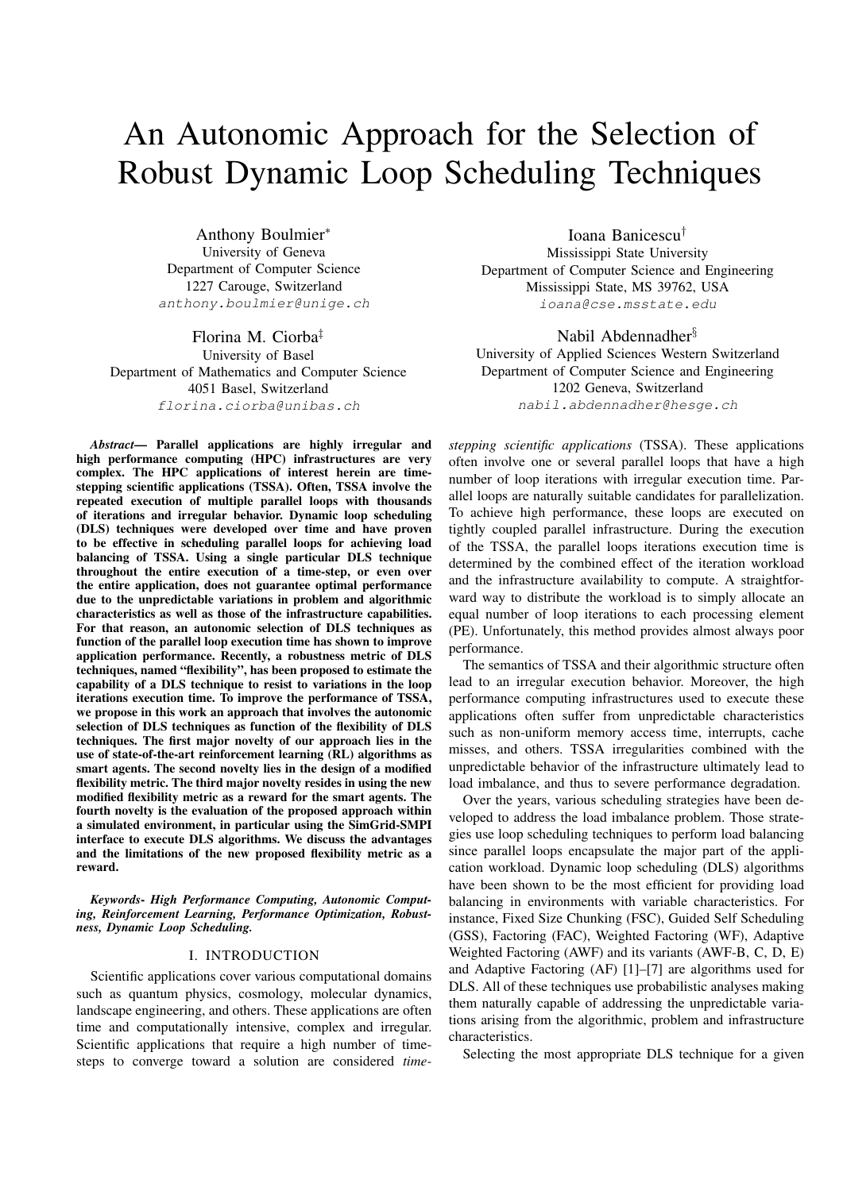# An Autonomic Approach for the Selection of Robust Dynamic Loop Scheduling Techniques

Anthony Boulmier*
University of Geneva
Department of Computer Science
1227 Carouge, Switzerland
anthony.boulmier@unige.ch

Ioana Banicescu†
Mississippi State University
Department of Computer Science and Engineering
Mississippi State, MS 39762, USA
ioana@cse.msstate.edu

Florina M. Ciorba‡
University of Basel
Department of Mathematics and Computer Science
4051 Basel, Switzerland
florina.ciorba@unibas.ch

Nabil Abdennadher§
University of Applied Sciences Western Switzerland
Department of Computer Science and Engineering
1202 Geneva, Switzerland
nabil.abdennadher@hesge.ch

***Abstract*— Parallel applications are highly irregular and high performance computing (HPC) infrastructures are very complex. The HPC applications of interest herein are time-stepping scientific applications (TSSA). Often, TSSA involve the repeated execution of multiple parallel loops with thousands of iterations and irregular behavior. Dynamic loop scheduling (DLS) techniques were developed over time and have proven to be effective in scheduling parallel loops for achieving load balancing of TSSA. Using a single particular DLS technique throughout the entire execution of a time-step, or even over the entire application, does not guarantee optimal performance due to the unpredictable variations in problem and algorithmic characteristics as well as those of the infrastructure capabilities. For that reason, an autonomic selection of DLS techniques as function of the parallel loop execution time has shown to improve application performance. Recently, a robustness metric of DLS techniques, named "flexibility", has been proposed to estimate the capability of a DLS technique to resist to variations in the loop iterations execution time. To improve the performance of TSSA, we propose in this work an approach that involves the autonomic selection of DLS techniques as function of the flexibility of DLS techniques. The first major novelty of our approach lies in the use of state-of-the-art reinforcement learning (RL) algorithms as smart agents. The second novelty lies in the design of a modified flexibility metric. The third major novelty resides in using the new modified flexibility metric as a reward for the smart agents. The fourth novelty is the evaluation of the proposed approach within a simulated environment, in particular using the SimGrid-SMPI interface to execute DLS algorithms. We discuss the advantages and the limitations of the new proposed flexibility metric as a reward.**

***Keywords- High Performance Computing, Autonomic Computing, Reinforcement Learning, Performance Optimization, Robustness, Dynamic Loop Scheduling.***

## I. INTRODUCTION

Scientific applications cover various computational domains such as quantum physics, cosmology, molecular dynamics, landscape engineering, and others. These applications are often time and computationally intensive, complex and irregular. Scientific applications that require a high number of time-steps to converge toward a solution are considered *time-stepping scientific applications* (TSSA). These applications often involve one or several parallel loops that have a high number of loop iterations with irregular execution time. Parallel loops are naturally suitable candidates for parallelization. To achieve high performance, these loops are executed on tightly coupled parallel infrastructure. During the execution of the TSSA, the parallel loops iterations execution time is determined by the combined effect of the iteration workload and the infrastructure availability to compute. A straightforward way to distribute the workload is to simply allocate an equal number of loop iterations to each processing element (PE). Unfortunately, this method provides almost always poor performance.

The semantics of TSSA and their algorithmic structure often lead to an irregular execution behavior. Moreover, the high performance computing infrastructures used to execute these applications often suffer from unpredictable characteristics such as non-uniform memory access time, interrupts, cache misses, and others. TSSA irregularities combined with the unpredictable behavior of the infrastructure ultimately lead to load imbalance, and thus to severe performance degradation.

Over the years, various scheduling strategies have been developed to address the load imbalance problem. Those strategies use loop scheduling techniques to perform load balancing since parallel loops encapsulate the major part of the application workload. Dynamic loop scheduling (DLS) algorithms have been shown to be the most efficient for providing load balancing in environments with variable characteristics. For instance, Fixed Size Chunking (FSC), Guided Self Scheduling (GSS), Factoring (FAC), Weighted Factoring (WF), Adaptive Weighted Factoring (AWF) and its variants (AWF-B, C, D, E) and Adaptive Factoring (AF) [1]–[7] are algorithms used for DLS. All of these techniques use probabilistic analyses making them naturally capable of addressing the unpredictable variations arising from the algorithmic, problem and infrastructure characteristics.

Selecting the most appropriate DLS technique for a given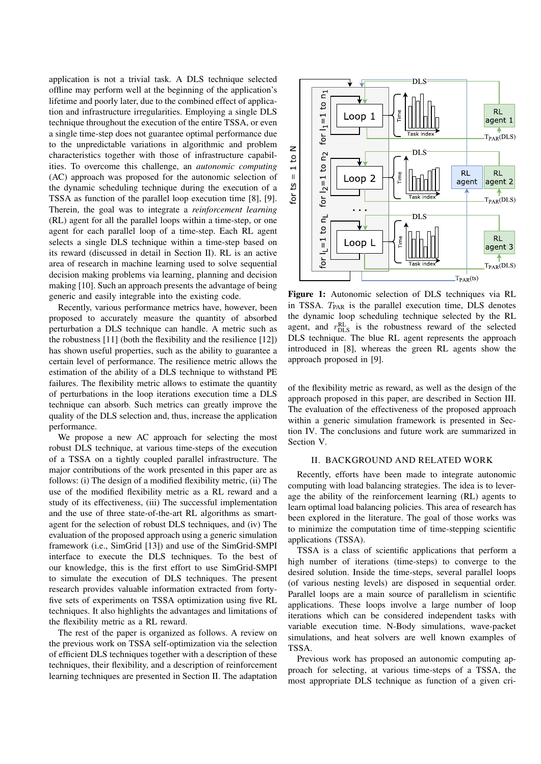application is not a trivial task. A DLS technique selected offline may perform well at the beginning of the application's lifetime and poorly later, due to the combined effect of application and infrastructure irregularities. Employing a single DLS technique throughout the execution of the entire TSSA, or even a single time-step does not guarantee optimal performance due to the unpredictable variations in algorithmic and problem characteristics together with those of infrastructure capabilities. To overcome this challenge, an *autonomic computing* (AC) approach was proposed for the autonomic selection of the dynamic scheduling technique during the execution of a TSSA as function of the parallel loop execution time [8], [9]. Therein, the goal was to integrate a *reinforcement learning* (RL) agent for all the parallel loops within a time-step, or one agent for each parallel loop of a time-step. Each RL agent selects a single DLS technique within a time-step based on its reward (discussed in detail in Section II). RL is an active area of research in machine learning used to solve sequential decision making problems via learning, planning and decision making [10]. Such an approach presents the advantage of being generic and easily integrable into the existing code.

Recently, various performance metrics have, however, been proposed to accurately measure the quantity of absorbed perturbation a DLS technique can handle. A metric such as the robustness [11] (both the flexibility and the resilience [12]) has shown useful properties, such as the ability to guarantee a certain level of performance. The resilience metric allows the estimation of the ability of a DLS technique to withstand PE failures. The flexibility metric allows to estimate the quantity of perturbations in the loop iterations execution time a DLS technique can absorb. Such metrics can greatly improve the quality of the DLS selection and, thus, increase the application performance.

We propose a new AC approach for selecting the most robust DLS technique, at various time-steps of the execution of a TSSA on a tightly coupled parallel infrastructure. The major contributions of the work presented in this paper are as follows: (i) The design of a modified flexibility metric, (ii) The use of the modified flexibility metric as a RL reward and a study of its effectiveness, (iii) The successful implementation and the use of three state-of-the-art RL algorithms as smart-agent for the selection of robust DLS techniques, and (iv) The evaluation of the proposed approach using a generic simulation framework (i.e., SimGrid [13]) and use of the SimGrid-SMPI interface to execute the DLS techniques. To the best of our knowledge, this is the first effort to use SimGrid-SMPI to simulate the execution of DLS techniques. The present research provides valuable information extracted from forty-five sets of experiments on TSSA optimization using five RL techniques. It also highlights the advantages and limitations of the flexibility metric as a RL reward.

The rest of the paper is organized as follows. A review on the previous work on TSSA self-optimization via the selection of efficient DLS techniques together with a description of these techniques, their flexibility, and a description of reinforcement learning techniques are presented in Section II. The adaptation of the flexibility metric as reward, as well as the design of the approach proposed in this paper, are described in Section III. The evaluation of the effectiveness of the proposed approach within a generic simulation framework is presented in Section IV. The conclusions and future work are summarized in Section V.

for ts = 1 to N
for $l_1$=1 to $n_1$
Loop 1
for $l_2$=1 to $n_2$
Loop 2
for $l_L$=1 to $n_L$
Loop L
...
Time
Task index
DLS
RL agent 1
RL agent 2
RL agent 3
RL agent
$T_{PAR}$(DLS)
$T_{PAR}$(ts)

**Figure 1:** Autonomic selection of DLS techniques via RL in TSSA. $T_{PAR}$ is the parallel execution time, DLS denotes the dynamic loop scheduling technique selected by the RL agent, and $r^{RL}_{DLS}$ is the robustness reward of the selected DLS technique. The blue RL agent represents the approach introduced in [8], whereas the green RL agents show the approach proposed in [9].

## II. Background and Related Work

Recently, efforts have been made to integrate autonomic computing with load balancing strategies. The idea is to leverage the ability of the reinforcement learning (RL) agents to learn optimal load balancing policies. This area of research has been explored in the literature. The goal of those works was to minimize the computation time of time-stepping scientific applications (TSSA).

TSSA is a class of scientific applications that perform a high number of iterations (time-steps) to converge to the desired solution. Inside the time-steps, several parallel loops (of various nesting levels) are disposed in sequential order. Parallel loops are a main source of parallelism in scientific applications. These loops involve a large number of loop iterations which can be considered independent tasks with variable execution time. N-Body simulations, wave-packet simulations, and heat solvers are well known examples of TSSA.

Previous work has proposed an autonomic computing approach for selecting, at various time-steps of a TSSA, the most appropriate DLS technique as function of a given cri-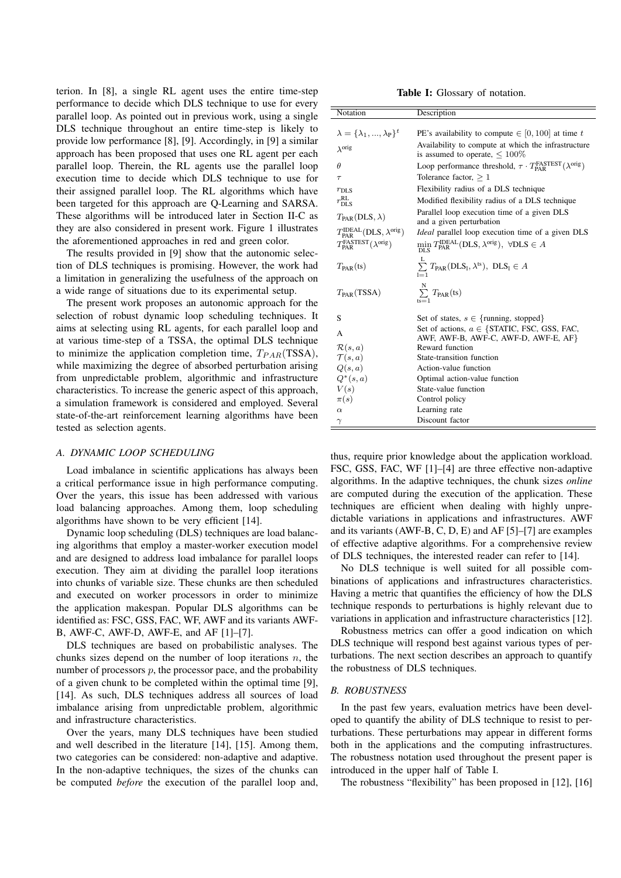terion. In [8], a single RL agent uses the entire time-step performance to decide which DLS technique to use for every parallel loop. As pointed out in previous work, using a single DLS technique throughout an entire time-step is likely to provide low performance [8], [9]. Accordingly, in [9] a similar approach has been proposed that uses one RL agent per each parallel loop. Therein, the RL agents use the parallel loop execution time to decide which DLS technique to use for their assigned parallel loop. The RL algorithms which have been targeted for this approach are Q-Learning and SARSA. These algorithms will be introduced later in Section II-C as they are also considered in present work. Figure 1 illustrates the aforementioned approaches in red and green color.

The results provided in [9] show that the autonomic selection of DLS techniques is promising. However, the work had a limitation in generalizing the usefulness of the approach on a wide range of situations due to its experimental setup.

The present work proposes an autonomic approach for the selection of robust dynamic loop scheduling techniques. It aims at selecting using RL agents, for each parallel loop and at various time-step of a TSSA, the optimal DLS technique to minimize the application completion time, $T_{PAR}(\text{TSSA})$, while maximizing the degree of absorbed perturbation arising from unpredictable problem, algorithmic and infrastructure characteristics. To increase the generic aspect of this approach, a simulation framework is considered and employed. Several state-of-the-art reinforcement learning algorithms have been tested as selection agents.

### A. DYNAMIC LOOP SCHEDULING

Load imbalance in scientific applications has always been a critical performance issue in high performance computing. Over the years, this issue has been addressed with various load balancing approaches. Among them, loop scheduling algorithms have shown to be very efficient [14].

Dynamic loop scheduling (DLS) techniques are load balancing algorithms that employ a master-worker execution model and are designed to address load imbalance for parallel loops execution. They aim at dividing the parallel loop iterations into chunks of variable size. These chunks are then scheduled and executed on worker processors in order to minimize the application makespan. Popular DLS algorithms can be identified as: FSC, GSS, FAC, WF, AWF and its variants AWF-B, AWF-C, AWF-D, AWF-E, and AF [1]–[7].

DLS techniques are based on probabilistic analyses. The chunks sizes depend on the number of loop iterations $n$, the number of processors $p$, the processor pace, and the probability of a given chunk to be completed within the optimal time [9], [14]. As such, DLS techniques address all sources of load imbalance arising from unpredictable problem, algorithmic and infrastructure characteristics.

Over the years, many DLS techniques have been studied and well described in the literature [14], [15]. Among them, two categories can be considered: non-adaptive and adaptive. In the non-adaptive techniques, the sizes of the chunks can be computed *before* the execution of the parallel loop and, thus, require prior knowledge about the application workload. FSC, GSS, FAC, WF [1]–[4] are three effective non-adaptive algorithms. In the adaptive techniques, the chunk sizes *online* are computed during the execution of the application. These techniques are efficient when dealing with highly unpredictable variations in applications and infrastructures. AWF and its variants (AWF-B, C, D, E) and AF [5]–[7] are examples of effective adaptive algorithms. For a comprehensive review of DLS techniques, the interested reader can refer to [14].

No DLS technique is well suited for all possible combinations of applications and infrastructures characteristics. Having a metric that quantifies the efficiency of how the DLS technique responds to perturbations is highly relevant due to variations in application and infrastructure characteristics [12].

Robustness metrics can offer a good indication on which DLS technique will respond best against various types of perturbations. The next section describes an approach to quantify the robustness of DLS techniques.

### B. ROBUSTNESS

In the past few years, evaluation metrics have been developed to quantify the ability of DLS technique to resist to perturbations. These perturbations may appear in different forms both in the applications and the computing infrastructures. The robustness notation used throughout the present paper is introduced in the upper half of Table I.

The robustness "flexibility" has been proposed in [12], [16]

**Table I:** Glossary of notation.

| Notation | Description |
|---|---|
| $\lambda = \{\lambda_1, ..., \lambda_P\}^t$ | PE's availability to compute $\in [0, 100]$ at time $t$ |
| $\lambda^{\text{orig}}$ | Availability to compute at which the infrastructure is assumed to operate, $\leq 100\%$ |
| $\theta$ | Loop performance threshold, $\tau \cdot T_{\text{PAR}}^{\text{FASTEST}}(\lambda^{\text{orig}})$ |
| $\tau$ | Tolerance factor, $\geq 1$ |
| $r_{\text{DLS}}$ | Flexibility radius of a DLS technique |
| $r_{\text{DLS}}^{\text{RL}}$ | Modified flexibility radius of a DLS technique |
| $T_{\text{PAR}}(\text{DLS}, \lambda)$ | Parallel loop execution time of a given DLS and a given perturbation |
| $T_{\text{PAR}}^{\text{IDEAL}}(\text{DLS}, \lambda^{\text{orig}})$ | *Ideal* parallel loop execution time of a given DLS |
| $T_{\text{PAR}}^{\text{FASTEST}}(\lambda^{\text{orig}})$ | $\min_{\text{DLS}} T_{\text{PAR}}^{\text{IDEAL}}(\text{DLS}, \lambda^{\text{orig}}),\ \forall \text{DLS} \in A$ |
| $T_{\text{PAR}}(\text{ts})$ | $\sum_{l=1}^{L} T_{\text{PAR}}(\text{DLS}_l, \lambda^{\text{ts}}),\ \text{DLS}_l \in A$ |
| $T_{\text{PAR}}(\text{TSSA})$ | $\sum_{\text{ts}=1}^{N} T_{\text{PAR}}(\text{ts})$ |
| S | Set of states, $s \in \{\text{running, stopped}\}$ |
| A | Set of actions, $a \in$ {STATIC, FSC, GSS, FAC, AWF, AWF-B, AWF-C, AWF-D, AWF-E, AF} |
| $\mathcal{R}(s, a)$ | Reward function |
| $\mathcal{T}(s, a)$ | State-transition function |
| $Q(s, a)$ | Action-value function |
| $Q^*(s, a)$ | Optimal action-value function |
| $V(s)$ | State-value function |
| $\pi(s)$ | Control policy |
| $\alpha$ | Learning rate |
| $\gamma$ | Discount factor |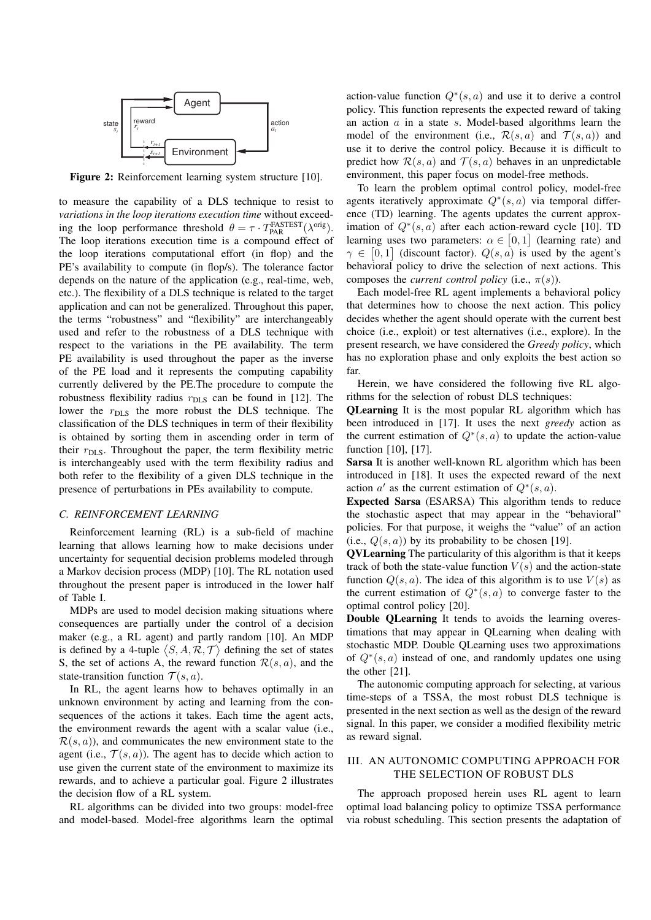Figure 2: Reinforcement learning system structure [10].

to measure the capability of a DLS technique to resist to *variations in the loop iterations execution time* without exceeding the loop performance threshold $\theta = \tau \cdot T_{\text{PAR}}^{\text{FASTEST}}(\lambda^{\text{orig}})$. The loop iterations execution time is a compound effect of the loop iterations computational effort (in flop) and the PE's availability to compute (in flop/s). The tolerance factor depends on the nature of the application (e.g., real-time, web, etc.). The flexibility of a DLS technique is related to the target application and can not be generalized. Throughout this paper, the terms "robustness" and "flexibility" are interchangeably used and refer to the robustness of a DLS technique with respect to the variations in the PE availability. The term PE availability is used throughout the paper as the inverse of the PE load and it represents the computing capability currently delivered by the PE.The procedure to compute the robustness flexibility radius $r_{\text{DLS}}$ can be found in [12]. The lower the $r_{\text{DLS}}$ the more robust the DLS technique. The classification of the DLS techniques in term of their flexibility is obtained by sorting them in ascending order in term of their $r_{\text{DLS}}$. Throughout the paper, the term flexibility metric is interchangeably used with the term flexibility radius and both refer to the flexibility of a given DLS technique in the presence of perturbations in PEs availability to compute.

### C. REINFORCEMENT LEARNING

Reinforcement learning (RL) is a sub-field of machine learning that allows learning how to make decisions under uncertainty for sequential decision problems modeled through a Markov decision process (MDP) [10]. The RL notation used throughout the present paper is introduced in the lower half of Table I.

MDPs are used to model decision making situations where consequences are partially under the control of a decision maker (e.g., a RL agent) and partly random [10]. An MDP is defined by a 4-tuple $\langle S, A, \mathcal{R}, \mathcal{T} \rangle$ defining the set of states S, the set of actions A, the reward function $\mathcal{R}(s,a)$, and the state-transition function $\mathcal{T}(s,a)$.

In RL, the agent learns how to behaves optimally in an unknown environment by acting and learning from the consequences of the actions it takes. Each time the agent acts, the environment rewards the agent with a scalar value (i.e., $\mathcal{R}(s,a)$), and communicates the new environment state to the agent (i.e., $\mathcal{T}(s,a)$). The agent has to decide which action to use given the current state of the environment to maximize its rewards, and to achieve a particular goal. Figure 2 illustrates the decision flow of a RL system.

RL algorithms can be divided into two groups: model-free and model-based. Model-free algorithms learn the optimal action-value function $Q^*(s,a)$ and use it to derive a control policy. This function represents the expected reward of taking an action $a$ in a state $s$. Model-based algorithms learn the model of the environment (i.e., $\mathcal{R}(s,a)$ and $\mathcal{T}(s,a)$) and use it to derive the control policy. Because it is difficult to predict how $\mathcal{R}(s,a)$ and $\mathcal{T}(s,a)$ behaves in an unpredictable environment, this paper focus on model-free methods.

To learn the problem optimal control policy, model-free agents iteratively approximate $Q^*(s,a)$ via temporal difference (TD) learning. The agents updates the current approximation of $Q^*(s,a)$ after each action-reward cycle [10]. TD learning uses two parameters: $\alpha \in [0,1]$ (learning rate) and $\gamma \in [0,1]$ (discount factor). $Q(s,a)$ is used by the agent's behavioral policy to drive the selection of next actions. This composes the *current control policy* (i.e., $\pi(s)$).

Each model-free RL agent implements a behavioral policy that determines how to choose the next action. This policy decides whether the agent should operate with the current best choice (i.e., exploit) or test alternatives (i.e., explore). In the present research, we have considered the *Greedy policy*, which has no exploration phase and only exploits the best action so far.

Herein, we have considered the following five RL algorithms for the selection of robust DLS techniques:

**QLearning** It is the most popular RL algorithm which has been introduced in [17]. It uses the next *greedy* action as the current estimation of $Q^*(s,a)$ to update the action-value function [10], [17].

**Sarsa** It is another well-known RL algorithm which has been introduced in [18]. It uses the expected reward of the next action $a'$ as the current estimation of $Q^*(s,a)$.

**Expected Sarsa** (ESARSA) This algorithm tends to reduce the stochastic aspect that may appear in the "behavioral" policies. For that purpose, it weighs the "value" of an action (i.e., $Q(s,a)$) by its probability to be chosen [19].

**QVLearning** The particularity of this algorithm is that it keeps track of both the state-value function $V(s)$ and the action-state function $Q(s,a)$. The idea of this algorithm is to use $V(s)$ as the current estimation of $Q^*(s,a)$ to converge faster to the optimal control policy [20].

**Double QLearning** It tends to avoids the learning overestimations that may appear in QLearning when dealing with stochastic MDP. Double QLearning uses two approximations of $Q^*(s,a)$ instead of one, and randomly updates one using the other [21].

The autonomic computing approach for selecting, at various time-steps of a TSSA, the most robust DLS technique is presented in the next section as well as the design of the reward signal. In this paper, we consider a modified flexibility metric as reward signal.

## III. AN AUTONOMIC COMPUTING APPROACH FOR THE SELECTION OF ROBUST DLS

The approach proposed herein uses RL agent to learn optimal load balancing policy to optimize TSSA performance via robust scheduling. This section presents the adaptation of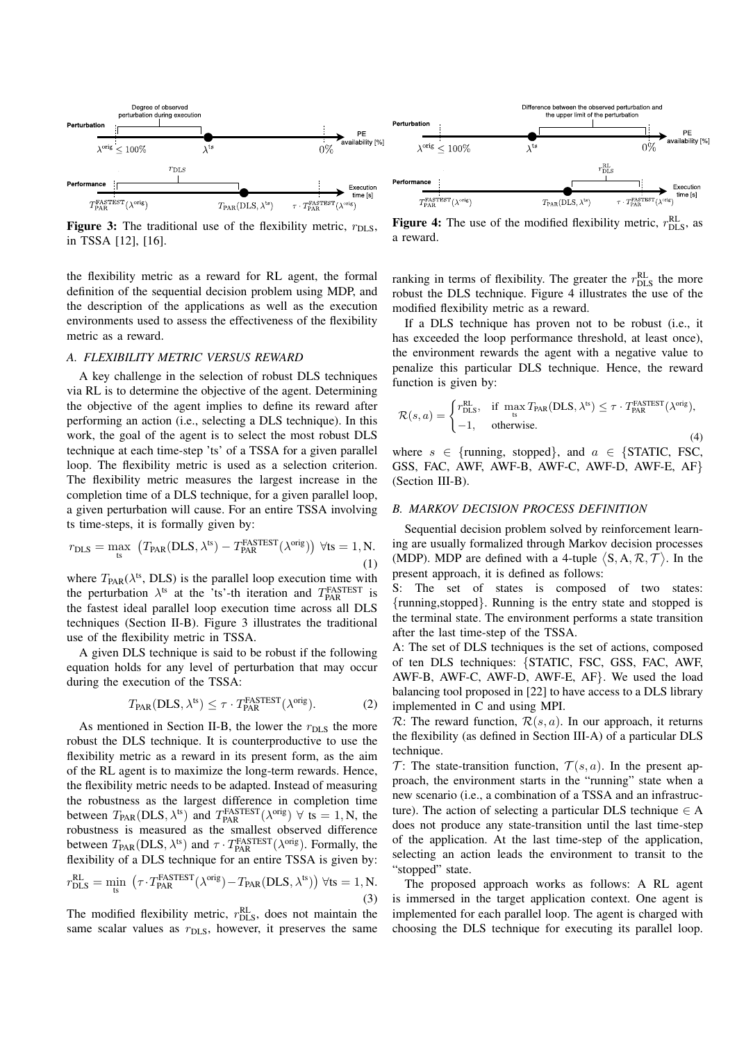**Figure 3:** The traditional use of the flexibility metric, $r_{\text{DLS}}$, in TSSA [12], [16].

**Figure 4:** The use of the modified flexibility metric, $r^{\text{RL}}_{\text{DLS}}$, as a reward.

the flexibility metric as a reward for RL agent, the formal definition of the sequential decision problem using MDP, and the description of the applications as well as the execution environments used to assess the effectiveness of the flexibility metric as a reward.

### A. FLEXIBILITY METRIC VERSUS REWARD

A key challenge in the selection of robust DLS techniques via RL is to determine the objective of the agent. Determining the objective of the agent implies to define its reward after performing an action (i.e., selecting a DLS technique). In this work, the goal of the agent is to select the most robust DLS technique at each time-step 'ts' of a TSSA for a given parallel loop. The flexibility metric is used as a selection criterion. The flexibility metric measures the largest increase in the completion time of a DLS technique, for a given parallel loop, a given perturbation will cause. For an entire TSSA involving ts time-steps, it is formally given by:

$$r_{\text{DLS}} = \max_{\text{ts}} \left( T_{\text{PAR}}(\text{DLS}, \lambda^{\text{ts}}) - T^{\text{FASTEST}}_{\text{PAR}}(\lambda^{\text{orig}}) \right) \; \forall \text{ts} = 1, \text{N}. \tag{1}$$

where $T_{\text{PAR}}(\lambda^{\text{ts}}, \text{DLS})$ is the parallel loop execution time with the perturbation $\lambda^{\text{ts}}$ at the 'ts'-th iteration and $T^{\text{FASTEST}}_{\text{PAR}}$ is the fastest ideal parallel loop execution time across all DLS techniques (Section II-B). Figure 3 illustrates the traditional use of the flexibility metric in TSSA.

A given DLS technique is said to be robust if the following equation holds for any level of perturbation that may occur during the execution of the TSSA:

$$T_{\text{PAR}}(\text{DLS}, \lambda^{\text{ts}}) \leq \tau \cdot T^{\text{FASTEST}}_{\text{PAR}}(\lambda^{\text{orig}}). \tag{2}$$

As mentioned in Section II-B, the lower the $r_{\text{DLS}}$ the more robust the DLS technique. It is counterproductive to use the flexibility metric as a reward in its present form, as the aim of the RL agent is to maximize the long-term rewards. Hence, the flexibility metric needs to be adapted. Instead of measuring the robustness as the largest difference in completion time between $T_{\text{PAR}}(\text{DLS}, \lambda^{\text{ts}})$ and $T^{\text{FASTEST}}_{\text{PAR}}(\lambda^{\text{orig}}) \; \forall$ ts $= 1, \text{N}$, the robustness is measured as the smallest observed difference between $T_{\text{PAR}}(\text{DLS}, \lambda^{\text{ts}})$ and $\tau \cdot T^{\text{FASTEST}}_{\text{PAR}}(\lambda^{\text{orig}})$. Formally, the flexibility of a DLS technique for an entire TSSA is given by:

$$r^{\text{RL}}_{\text{DLS}} = \min_{\text{ts}} \left( \tau \cdot T^{\text{FASTEST}}_{\text{PAR}}(\lambda^{\text{orig}}) - T_{\text{PAR}}(\text{DLS}, \lambda^{\text{ts}}) \right) \; \forall \text{ts} = 1, \text{N}. \tag{3}$$

The modified flexibility metric, $r^{\text{RL}}_{\text{DLS}}$, does not maintain the same scalar values as $r_{\text{DLS}}$, however, it preserves the same ranking in terms of flexibility. The greater the $r^{\text{RL}}_{\text{DLS}}$ the more robust the DLS technique. Figure 4 illustrates the use of the modified flexibility metric as a reward.

If a DLS technique has proven not to be robust (i.e., it has exceeded the loop performance threshold, at least once), the environment rewards the agent with a negative value to penalize this particular DLS technique. Hence, the reward function is given by:

$$\mathcal{R}(s, a) = \begin{cases} r^{\text{RL}}_{\text{DLS}}, & \text{if } \max\limits_{\text{ts}} T_{\text{PAR}}(\text{DLS}, \lambda^{\text{ts}}) \leq \tau \cdot T^{\text{FASTEST}}_{\text{PAR}}(\lambda^{\text{orig}}), \\ -1, & \text{otherwise.} \end{cases} \tag{4}$$

where $s \in$ {running, stopped}, and $a \in$ {STATIC, FSC, GSS, FAC, AWF, AWF-B, AWF-C, AWF-D, AWF-E, AF} (Section III-B).

### B. MARKOV DECISION PROCESS DEFINITION

Sequential decision problem solved by reinforcement learning are usually formalized through Markov decision processes (MDP). MDP are defined with a 4-tuple $\langle \text{S}, \text{A}, \mathcal{R}, \mathcal{T} \rangle$. In the present approach, it is defined as follows:

S: The set of states is composed of two states: {running,stopped}. Running is the entry state and stopped is the terminal state. The environment performs a state transition after the last time-step of the TSSA.

A: The set of DLS techniques is the set of actions, composed of ten DLS techniques: {STATIC, FSC, GSS, FAC, AWF, AWF-B, AWF-C, AWF-D, AWF-E, AF}. We used the load balancing tool proposed in [22] to have access to a DLS library implemented in C and using MPI.

$\mathcal{R}$: The reward function, $\mathcal{R}(s, a)$. In our approach, it returns the flexibility (as defined in Section III-A) of a particular DLS technique.

$\mathcal{T}$: The state-transition function, $\mathcal{T}(s, a)$. In the present approach, the environment starts in the "running" state when a new scenario (i.e., a combination of a TSSA and an infrastructure). The action of selecting a particular DLS technique $\in$ A does not produce any state-transition until the last time-step of the application. At the last time-step of the application, selecting an action leads the environment to transit to the "stopped" state.

The proposed approach works as follows: A RL agent is immersed in the target application context. One agent is implemented for each parallel loop. The agent is charged with choosing the DLS technique for executing its parallel loop.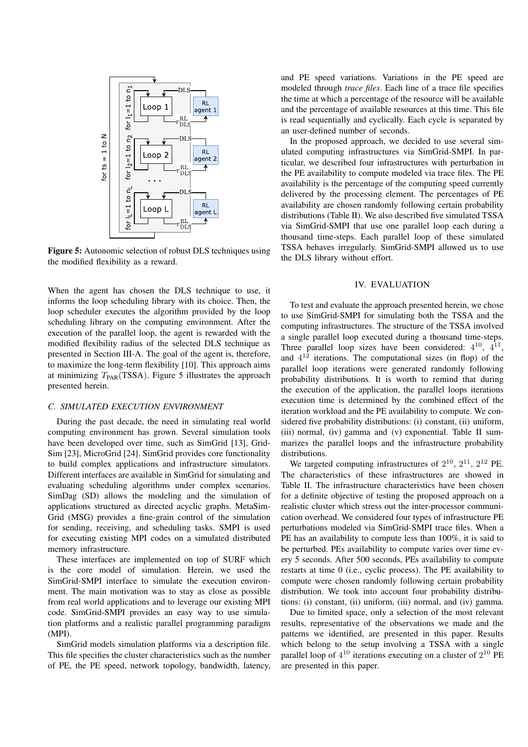Figure 5: Autonomic selection of robust DLS techniques using the modified flexibility as a reward.

When the agent has chosen the DLS technique to use, it informs the loop scheduling library with its choice. Then, the loop scheduler executes the algorithm provided by the loop scheduling library on the computing environment. After the execution of the parallel loop, the agent is rewarded with the modified flexibility radius of the selected DLS technique as presented in Section III-A. The goal of the agent is, therefore, to maximize the long-term flexibility [10]. This approach aims at minimizing $T_{\text{PAR}}(\text{TSSA})$. Figure 5 illustrates the approach presented herein.

### C. SIMULATED EXECUTION ENVIRONMENT

During the past decade, the need in simulating real world computing environment has grown. Several simulation tools have been developed over time, such as SimGrid [13], GridSim [23], MicroGrid [24]. SimGrid provides core functionality to build complex applications and infrastructure simulators. Different interfaces are available in SimGrid for simulating and evaluating scheduling algorithms under complex scenarios. SimDag (SD) allows the modeling and the simulation of applications structured as directed acyclic graphs. MetaSimGrid (MSG) provides a fine-grain control of the simulation for sending, receiving, and scheduling tasks. SMPI is used for executing existing MPI codes on a simulated distributed memory infrastructure.

These interfaces are implemented on top of SURF which is the core model of simulation. Herein, we used the SimGrid-SMPI interface to simulate the execution environment. The main motivation was to stay as close as possible from real world applications and to leverage our existing MPI code. SimGrid-SMPI provides an easy way to use simulation platforms and a realistic parallel programming paradigm (MPI).

SimGrid models simulation platforms via a description file. This file specifies the cluster characteristics such as the number of PE, the PE speed, network topology, bandwidth, latency, and PE speed variations. Variations in the PE speed are modeled through *trace files*. Each line of a trace file specifies the time at which a percentage of the resource will be available and the percentage of available resources at this time. This file is read sequentially and cyclically. Each cycle is separated by an user-defined number of seconds.

In the proposed approach, we decided to use several simulated computing infrastructures via SimGrid-SMPI. In particular, we described four infrastructures with perturbation in the PE availability to compute modeled via trace files. The PE availability is the percentage of the computing speed currently delivered by the processing element. The percentages of PE availability are chosen randomly following certain probability distributions (Table II). We also described five simulated TSSA via SimGrid-SMPI that use one parallel loop each during a thousand time-steps. Each parallel loop of these simulated TSSA behaves irregularly. SimGrid-SMPI allowed us to use the DLS library without effort.

## IV. EVALUATION

To test and evaluate the approach presented herein, we chose to use SimGrid-SMPI for simulating both the TSSA and the computing infrastructures. The structure of the TSSA involved a single parallel loop executed during a thousand time-steps. Three parallel loop sizes have been considered: $4^{10}$, $4^{11}$, and $4^{12}$ iterations. The computational sizes (in flop) of the parallel loop iterations were generated randomly following probability distributions. It is worth to remind that during the execution of the application, the parallel loops iterations execution time is determined by the combined effect of the iteration workload and the PE availability to compute. We considered five probability distributions: (i) constant, (ii) uniform, (iii) normal, (iv) gamma and (v) exponential. Table II summarizes the parallel loops and the infrastructure probability distributions.

We targeted computing infrastructures of $2^{10}$, $2^{11}$, $2^{12}$ PE. The characteristics of these infrastructures are showed in Table II. The infrastructure characteristics have been chosen for a definite objective of testing the proposed approach on a realistic cluster which stress out the inter-processor communication overhead. We considered four types of infrastructure PE perturbations modeled via SimGrid-SMPI trace files. When a PE has an availability to compute less than 100%, it is said to be perturbed. PEs availability to compute varies over time every 5 seconds. After 500 seconds, PEs availability to compute restarts at time 0 (i.e., cyclic process). The PE availability to compute were chosen randomly following certain probability distribution. We took into account four probability distributions: (i) constant, (ii) uniform, (iii) normal, and (iv) gamma.

Due to limited space, only a selection of the most relevant results, representative of the observations we made and the patterns we identified, are presented in this paper. Results which belong to the setup involving a TSSA with a single parallel loop of $4^{10}$ iterations executing on a cluster of $2^{10}$ PE are presented in this paper.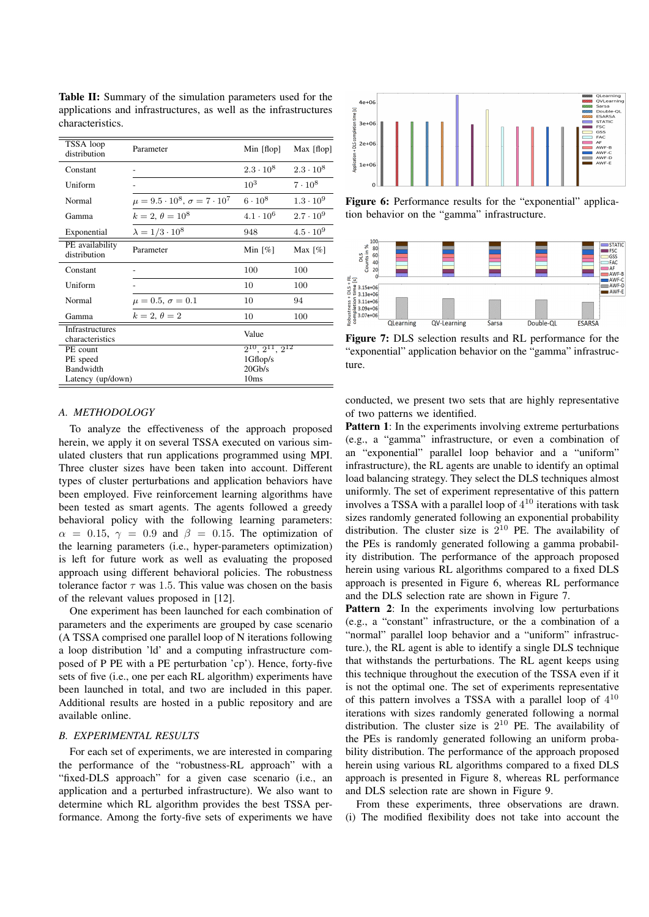**Table II:** Summary of the simulation parameters used for the applications and infrastructures, as well as the infrastructures characteristics.

| TSSA loop distribution | Parameter | Min [flop] | Max [flop] |
|---|---|---|---|
| Constant | - | $2.3 \cdot 10^8$ | $2.3 \cdot 10^8$ |
| Uniform | - | $10^3$ | $7 \cdot 10^8$ |
| Normal | $\mu = 9.5 \cdot 10^8$, $\sigma = 7 \cdot 10^7$ | $6 \cdot 10^8$ | $1.3 \cdot 10^9$ |
| Gamma | $k = 2$, $\theta = 10^8$ | $4.1 \cdot 10^6$ | $2.7 \cdot 10^9$ |
| Exponential | $\lambda = 1/3 \cdot 10^8$ | 948 | $4.5 \cdot 10^9$ |
| **PE availability distribution** | **Parameter** | **Min [%]** | **Max [%]** |
| Constant | - | 100 | 100 |
| Uniform | - | 10 | 100 |
| Normal | $\mu = 0.5$, $\sigma = 0.1$ | 10 | 94 |
| Gamma | $k = 2$, $\theta = 2$ | 10 | 100 |
| **Infrastructures characteristics** | | **Value** | |
| PE count | | $2^{10}$, $2^{11}$, $2^{12}$ | |
| PE speed | | 1Gflop/s | |
| Bandwidth | | 20Gb/s | |
| Latency (up/down) | | 10ms | |

**Figure 6:** Performance results for the "exponential" application behavior on the "gamma" infrastructure.

**Figure 7:** DLS selection results and RL performance for the "exponential" application behavior on the "gamma" infrastructure.

### A. METHODOLOGY

To analyze the effectiveness of the approach proposed herein, we apply it on several TSSA executed on various simulated clusters that run applications programmed using MPI. Three cluster sizes have been taken into account. Different types of cluster perturbations and application behaviors have been employed. Five reinforcement learning algorithms have been tested as smart agents. The agents followed a greedy behavioral policy with the following learning parameters: $\alpha = 0.15$, $\gamma = 0.9$ and $\beta = 0.15$. The optimization of the learning parameters (i.e., hyper-parameters optimization) is left for future work as well as evaluating the proposed approach using different behavioral policies. The robustness tolerance factor $\tau$ was 1.5. This value was chosen on the basis of the relevant values proposed in [12].

One experiment has been launched for each combination of parameters and the experiments are grouped by case scenario (A TSSA comprised one parallel loop of N iterations following a loop distribution 'ld' and a computing infrastructure composed of P PE with a PE perturbation 'cp'). Hence, forty-five sets of five (i.e., one per each RL algorithm) experiments have been launched in total, and two are included in this paper. Additional results are hosted in a public repository and are available online.

### B. EXPERIMENTAL RESULTS

For each set of experiments, we are interested in comparing the performance of the "robustness-RL approach" with a "fixed-DLS approach" for a given case scenario (i.e., an application and a perturbed infrastructure). We also want to determine which RL algorithm provides the best TSSA performance. Among the forty-five sets of experiments we have conducted, we present two sets that are highly representative of two patterns we identified.

**Pattern 1**: In the experiments involving extreme perturbations (e.g., a "gamma" infrastructure, or even a combination of an "exponential" parallel loop behavior and a "uniform" infrastructure), the RL agents are unable to identify an optimal load balancing strategy. They select the DLS techniques almost uniformly. The set of experiment representative of this pattern involves a TSSA with a parallel loop of $4^{10}$ iterations with task sizes randomly generated following an exponential probability distribution. The cluster size is $2^{10}$ PE. The availability of the PEs is randomly generated following a gamma probability distribution. The performance of the approach proposed herein using various RL algorithms compared to a fixed DLS approach is presented in Figure 6, whereas RL performance and the DLS selection rate are shown in Figure 7.

**Pattern 2**: In the experiments involving low perturbations (e.g., a "constant" infrastructure, or the a combination of a "normal" parallel loop behavior and a "uniform" infrastructure.), the RL agent is able to identify a single DLS technique that withstands the perturbations. The RL agent keeps using this technique throughout the execution of the TSSA even if it is not the optimal one. The set of experiments representative of this pattern involves a TSSA with a parallel loop of $4^{10}$ iterations with sizes randomly generated following a normal distribution. The cluster size is $2^{10}$ PE. The availability of the PEs is randomly generated following an uniform probability distribution. The performance of the approach proposed herein using various RL algorithms compared to a fixed DLS approach is presented in Figure 8, whereas RL performance and DLS selection rate are shown in Figure 9.

From these experiments, three observations are drawn. (i) The modified flexibility does not take into account the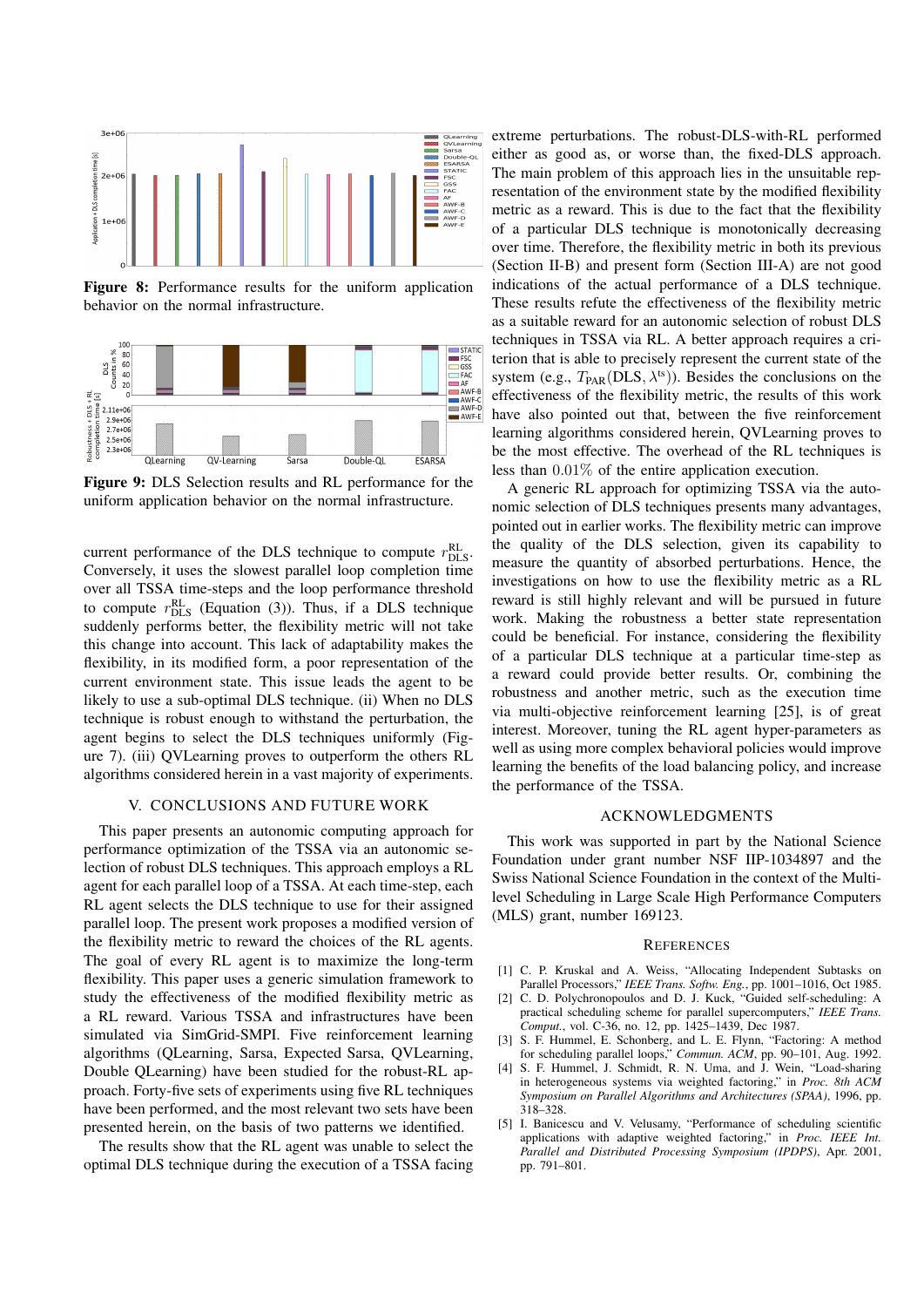**Figure 8:** Performance results for the uniform application behavior on the normal infrastructure.

**Figure 9:** DLS Selection results and RL performance for the uniform application behavior on the normal infrastructure.

current performance of the DLS technique to compute $r^{\mathrm{RL}}_{\mathrm{DLS}}$. Conversely, it uses the slowest parallel loop completion time over all TSSA time-steps and the loop performance threshold to compute $r^{\mathrm{RL}}_{\mathrm{DLS}}$ (Equation (3)). Thus, if a DLS technique suddenly performs better, the flexibility metric will not take this change into account. This lack of adaptability makes the flexibility, in its modified form, a poor representation of the current environment state. This issue leads the agent to be likely to use a sub-optimal DLS technique. (ii) When no DLS technique is robust enough to withstand the perturbation, the agent begins to select the DLS techniques uniformly (Figure 7). (iii) QVLearning proves to outperform the others RL algorithms considered herein in a vast majority of experiments.

## V. Conclusions and Future Work

This paper presents an autonomic computing approach for performance optimization of the TSSA via an autonomic selection of robust DLS techniques. This approach employs a RL agent for each parallel loop of a TSSA. At each time-step, each RL agent selects the DLS technique to use for their assigned parallel loop. The present work proposes a modified version of the flexibility metric to reward the choices of the RL agents. The goal of every RL agent is to maximize the long-term flexibility. This paper uses a generic simulation framework to study the effectiveness of the modified flexibility metric as a RL reward. Various TSSA and infrastructures have been simulated via SimGrid-SMPI. Five reinforcement learning algorithms (QLearning, Sarsa, Expected Sarsa, QVLearning, Double QLearning) have been studied for the robust-RL approach. Forty-five sets of experiments using five RL techniques have been performed, and the most relevant two sets have been presented herein, on the basis of two patterns we identified.

The results show that the RL agent was unable to select the optimal DLS technique during the execution of a TSSA facing extreme perturbations. The robust-DLS-with-RL performed either as good as, or worse than, the fixed-DLS approach. The main problem of this approach lies in the unsuitable representation of the environment state by the modified flexibility metric as a reward. This is due to the fact that the flexibility of a particular DLS technique is monotonically decreasing over time. Therefore, the flexibility metric in both its previous (Section II-B) and present form (Section III-A) are not good indications of the actual performance of a DLS technique. These results refute the effectiveness of the flexibility metric as a suitable reward for an autonomic selection of robust DLS techniques in TSSA via RL. A better approach requires a criterion that is able to precisely represent the current state of the system (e.g., $T_{\mathrm{PAR}}(\mathrm{DLS}, \lambda^{\mathrm{ts}})$). Besides the conclusions on the effectiveness of the flexibility metric, the results of this work have also pointed out that, between the five reinforcement learning algorithms considered herein, QVLearning proves to be the most effective. The overhead of the RL techniques is less than $0.01\%$ of the entire application execution.

A generic RL approach for optimizing TSSA via the autonomic selection of DLS techniques presents many advantages, pointed out in earlier works. The flexibility metric can improve the quality of the DLS selection, given its capability to measure the quantity of absorbed perturbations. Hence, the investigations on how to use the flexibility metric as a RL reward is still highly relevant and will be pursued in future work. Making the robustness a better state representation could be beneficial. For instance, considering the flexibility of a particular DLS technique at a particular time-step as a reward could provide better results. Or, combining the robustness and another metric, such as the execution time via multi-objective reinforcement learning [25], is of great interest. Moreover, tuning the RL agent hyper-parameters as well as using more complex behavioral policies would improve learning the benefits of the load balancing policy, and increase the performance of the TSSA.

## Acknowledgments

This work was supported in part by the National Science Foundation under grant number NSF IIP-1034897 and the Swiss National Science Foundation in the context of the Multi-level Scheduling in Large Scale High Performance Computers (MLS) grant, number 169123.

## References

[1] C. P. Kruskal and A. Weiss, "Allocating Independent Subtasks on Parallel Processors," *IEEE Trans. Softw. Eng.*, pp. 1001–1016, Oct 1985.

[2] C. D. Polychronopoulos and D. J. Kuck, "Guided self-scheduling: A practical scheduling scheme for parallel supercomputers," *IEEE Trans. Comput.*, vol. C-36, no. 12, pp. 1425–1439, Dec 1987.

[3] S. F. Hummel, E. Schonberg, and L. E. Flynn, "Factoring: A method for scheduling parallel loops," *Commun. ACM*, pp. 90–101, Aug. 1992.

[4] S. F. Hummel, J. Schmidt, R. N. Uma, and J. Wein, "Load-sharing in heterogeneous systems via weighted factoring," in *Proc. 8th ACM Symposium on Parallel Algorithms and Architectures (SPAA)*, 1996, pp. 318–328.

[5] I. Banicescu and V. Velusamy, "Performance of scheduling scientific applications with adaptive weighted factoring," in *Proc. IEEE Int. Parallel and Distributed Processing Symposium (IPDPS)*, Apr. 2001, pp. 791–801.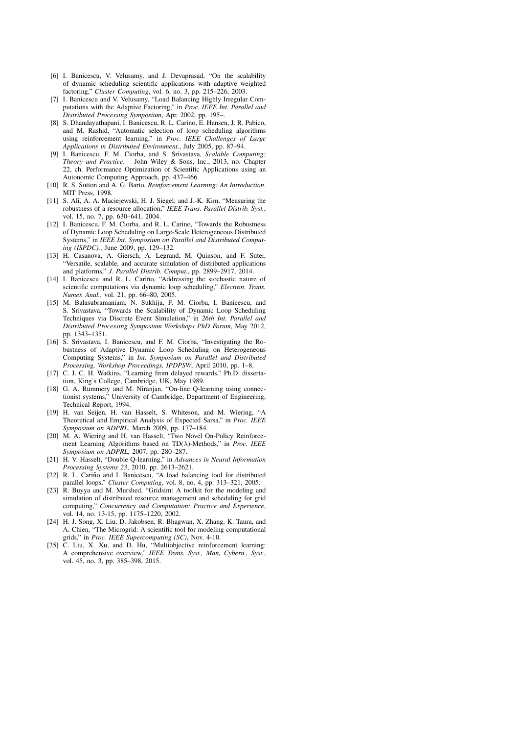[6] I. Banicescu, V. Velusamy, and J. Devaprasad, "On the scalability of dynamic scheduling scientific applications with adaptive weighted factoring," *Cluster Computing*, vol. 6, no. 3, pp. 215–226, 2003.

[7] I. Banicescu and V. Velusamy, "Load Balancing Highly Irregular Computations with the Adaptive Factoring," in *Proc. IEEE Int. Parallel and Distributed Processing Symposium*, Apr. 2002, pp. 195–.

[8] S. Dhandayuthapani, I. Banicescu, R. L. Carino, E. Hansen, J. R. Pabico, and M. Rashid, "Automatic selection of loop scheduling algorithms using reinforcement learning," in *Proc. IEEE Challenges of Large Applications in Distributed Environment.*, July 2005, pp. 87–94.

[9] I. Banicescu, F. M. Ciorba, and S. Srivastava, *Scalable Computing: Theory and Practice*. John Wiley & Sons, Inc., 2013, no. Chapter 22, ch. Performance Optimization of Scientific Applications using an Autonomic Computing Approach, pp. 437–466.

[10] R. S. Sutton and A. G. Barto, *Reinforcement Learning: An Introduction*. MIT Press, 1998.

[11] S. Ali, A. A. Maciejewski, H. J. Siegel, and J.-K. Kim, "Measuring the robustness of a resource allocation," *IEEE Trans. Parallel Distrib. Syst.*, vol. 15, no. 7, pp. 630–641, 2004.

[12] I. Banicescu, F. M. Ciorba, and R. L. Carino, "Towards the Robustness of Dynamic Loop Scheduling on Large-Scale Heterogeneous Distributed Systems," in *IEEE Int. Symposium on Parallel and Distributed Computing (ISPDC).*, June 2009, pp. 129–132.

[13] H. Casanova, A. Giersch, A. Legrand, M. Quinson, and F. Suter, "Versatile, scalable, and accurate simulation of distributed applications and platforms," *J. Parallel Distrib. Comput.*, pp. 2899–2917, 2014.

[14] I. Banicescu and R. L. Cariño, "Addressing the stochastic nature of scientific computations via dynamic loop scheduling," *Electron. Trans. Numer. Anal.*, vol. 21, pp. 66–80, 2005.

[15] M. Balasubramaniam, N. Sukhija, F. M. Ciorba, I. Banicescu, and S. Srivastava, "Towards the Scalability of Dynamic Loop Scheduling Techniques via Discrete Event Simulation," in *26th Int. Parallel and Distributed Processing Symposium Workshops PhD Forum*, May 2012, pp. 1343–1351.

[16] S. Srivastava, I. Banicescu, and F. M. Ciorba, "Investigating the Robustness of Adaptive Dynamic Loop Scheduling on Heterogeneous Computing Systems," in *Int. Symposium on Parallel and Distributed Processing, Workshop Proceedings, IPDPSW*, April 2010, pp. 1–8.

[17] C. J. C. H. Watkins, "Learning from delayed rewards," Ph.D. dissertation, King's College, Cambridge, UK, May 1989.

[18] G. A. Rummery and M. Niranjan, "On-line Q-learning using connectionist systems," University of Cambridge, Department of Engineering, Technical Report, 1994.

[19] H. van Seijen, H. van Hasselt, S. Whiteson, and M. Wiering, "A Theoretical and Empirical Analysis of Expected Sarsa," in *Proc. IEEE Symposium on ADPRL*, March 2009, pp. 177–184.

[20] M. A. Wiering and H. van Hasselt, "Two Novel On-Policy Reinforcement Learning Algorithms based on TD($\lambda$)-Methods," in *Proc. IEEE Symposium on ADPRL*, 2007, pp. 280–287.

[21] H. V. Hasselt, "Double Q-learning," in *Advances in Neural Information Processing Systems 23*, 2010, pp. 2613–2621.

[22] R. L. Cariño and I. Banicescu, "A load balancing tool for distributed parallel loops," *Cluster Computing*, vol. 8, no. 4, pp. 313–321, 2005.

[23] R. Buyya and M. Murshed, "Gridsim: A toolkit for the modeling and simulation of distributed resource management and scheduling for grid computing," *Concurrency and Computation: Practice and Experience*, vol. 14, no. 13-15, pp. 1175–1220, 2002.

[24] H. J. Song, X. Liu, D. Jakobsen, R. Bhagwan, X. Zhang, K. Taura, and A. Chien, "The Microgrid: A scientific tool for modeling computational grids," in *Proc. IEEE Supercomputing (SC)*, Nov. 4-10.

[25] C. Liu, X. Xu, and D. Hu, "Multiobjective reinforcement learning: A comprehensive overview," *IEEE Trans. Syst., Man, Cybern., Syst.*, vol. 45, no. 3, pp. 385–398, 2015.